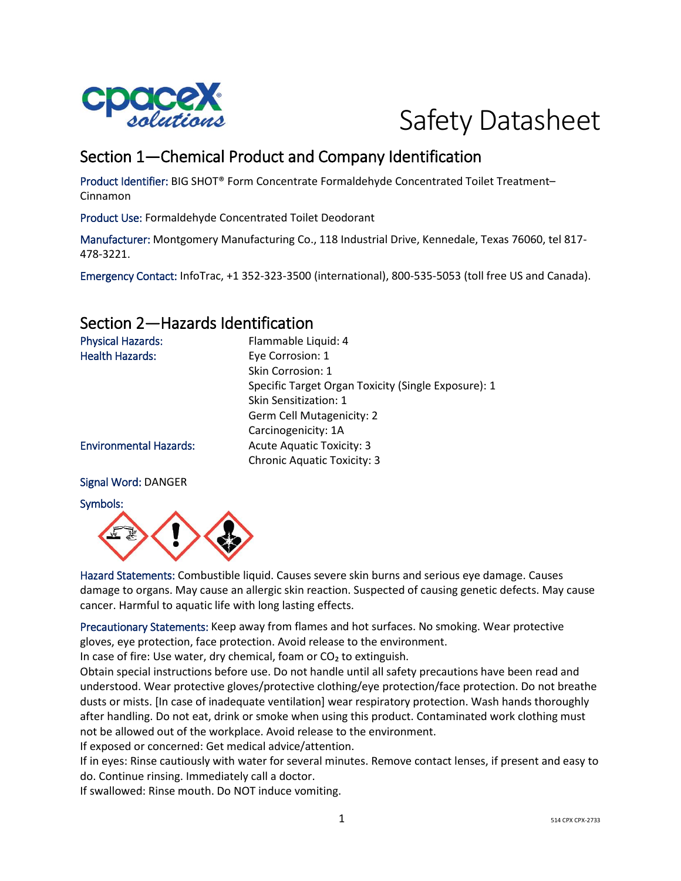# Safety Datasheet

## Section 1—Chemical Product and Company Identification

Product Identifier: BIG SHOT® Form Concentrate Formaldehyde Concentrated Toilet Treatment–Cinnamon

Product Use: Formaldehyde Concentrated Toilet Deodorant

Manufacturer: Montgomery Manufacturing Co., 118 Industrial Drive, Kennedale, Texas 76060, tel 817-478-3221.

Emergency Contact: InfoTrac, +1 352-323-3500 (international), 800-535-5053 (toll free US and Canada).

## Section 2—Hazards Identification

| | |
|---|---|
| Physical Hazards: | Flammable Liquid: 4 |
| Health Hazards: | Eye Corrosion: 1 |
| | Skin Corrosion: 1 |
| | Specific Target Organ Toxicity (Single Exposure): 1 |
| | Skin Sensitization: 1 |
| | Germ Cell Mutagenicity: 2 |
| | Carcinogenicity: 1A |
| Environmental Hazards: | Acute Aquatic Toxicity: 3 |
| | Chronic Aquatic Toxicity: 3 |

Signal Word: DANGER

Symbols:

Hazard Statements: Combustible liquid. Causes severe skin burns and serious eye damage. Causes damage to organs. May cause an allergic skin reaction. Suspected of causing genetic defects. May cause cancer. Harmful to aquatic life with long lasting effects.

Precautionary Statements: Keep away from flames and hot surfaces. No smoking. Wear protective gloves, eye protection, face protection. Avoid release to the environment.
In case of fire: Use water, dry chemical, foam or $CO_2$ to extinguish.
Obtain special instructions before use. Do not handle until all safety precautions have been read and understood. Wear protective gloves/protective clothing/eye protection/face protection. Do not breathe dusts or mists. [In case of inadequate ventilation] wear respiratory protection. Wash hands thoroughly after handling. Do not eat, drink or smoke when using this product. Contaminated work clothing must not be allowed out of the workplace. Avoid release to the environment.
If exposed or concerned: Get medical advice/attention.
If in eyes: Rinse cautiously with water for several minutes. Remove contact lenses, if present and easy to do. Continue rinsing. Immediately call a doctor.
If swallowed: Rinse mouth. Do NOT induce vomiting.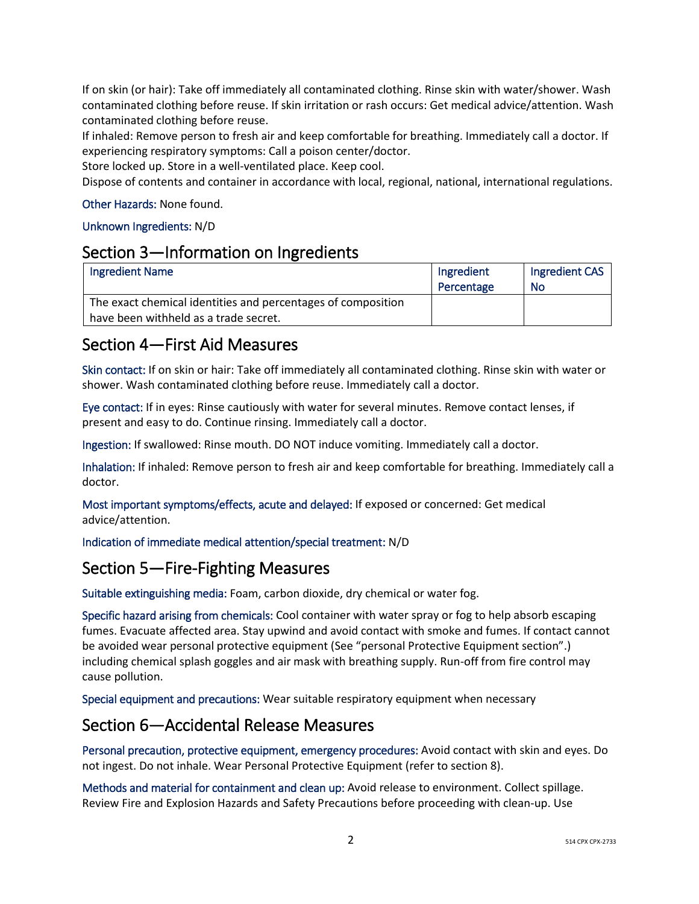If on skin (or hair): Take off immediately all contaminated clothing. Rinse skin with water/shower. Wash contaminated clothing before reuse. If skin irritation or rash occurs: Get medical advice/attention. Wash contaminated clothing before reuse.
If inhaled: Remove person to fresh air and keep comfortable for breathing. Immediately call a doctor. If experiencing respiratory symptoms: Call a poison center/doctor.
Store locked up. Store in a well-ventilated place. Keep cool.
Dispose of contents and container in accordance with local, regional, national, international regulations.

Other Hazards: None found.

Unknown Ingredients: N/D

## Section 3—Information on Ingredients

| Ingredient Name | Ingredient Percentage | Ingredient CAS No |
|---|---|---|
| The exact chemical identities and percentages of composition have been withheld as a trade secret. | | |

## Section 4—First Aid Measures

Skin contact: If on skin or hair: Take off immediately all contaminated clothing. Rinse skin with water or shower. Wash contaminated clothing before reuse. Immediately call a doctor.

Eye contact: If in eyes: Rinse cautiously with water for several minutes. Remove contact lenses, if present and easy to do. Continue rinsing. Immediately call a doctor.

Ingestion: If swallowed: Rinse mouth. DO NOT induce vomiting. Immediately call a doctor.

Inhalation: If inhaled: Remove person to fresh air and keep comfortable for breathing. Immediately call a doctor.

Most important symptoms/effects, acute and delayed: If exposed or concerned: Get medical advice/attention.

Indication of immediate medical attention/special treatment: N/D

## Section 5—Fire-Fighting Measures

Suitable extinguishing media: Foam, carbon dioxide, dry chemical or water fog.

Specific hazard arising from chemicals: Cool container with water spray or fog to help absorb escaping fumes. Evacuate affected area. Stay upwind and avoid contact with smoke and fumes. If contact cannot be avoided wear personal protective equipment (See "personal Protective Equipment section".) including chemical splash goggles and air mask with breathing supply. Run-off from fire control may cause pollution.

Special equipment and precautions: Wear suitable respiratory equipment when necessary

## Section 6—Accidental Release Measures

Personal precaution, protective equipment, emergency procedures: Avoid contact with skin and eyes. Do not ingest. Do not inhale. Wear Personal Protective Equipment (refer to section 8).

Methods and material for containment and clean up: Avoid release to environment. Collect spillage. Review Fire and Explosion Hazards and Safety Precautions before proceeding with clean-up. Use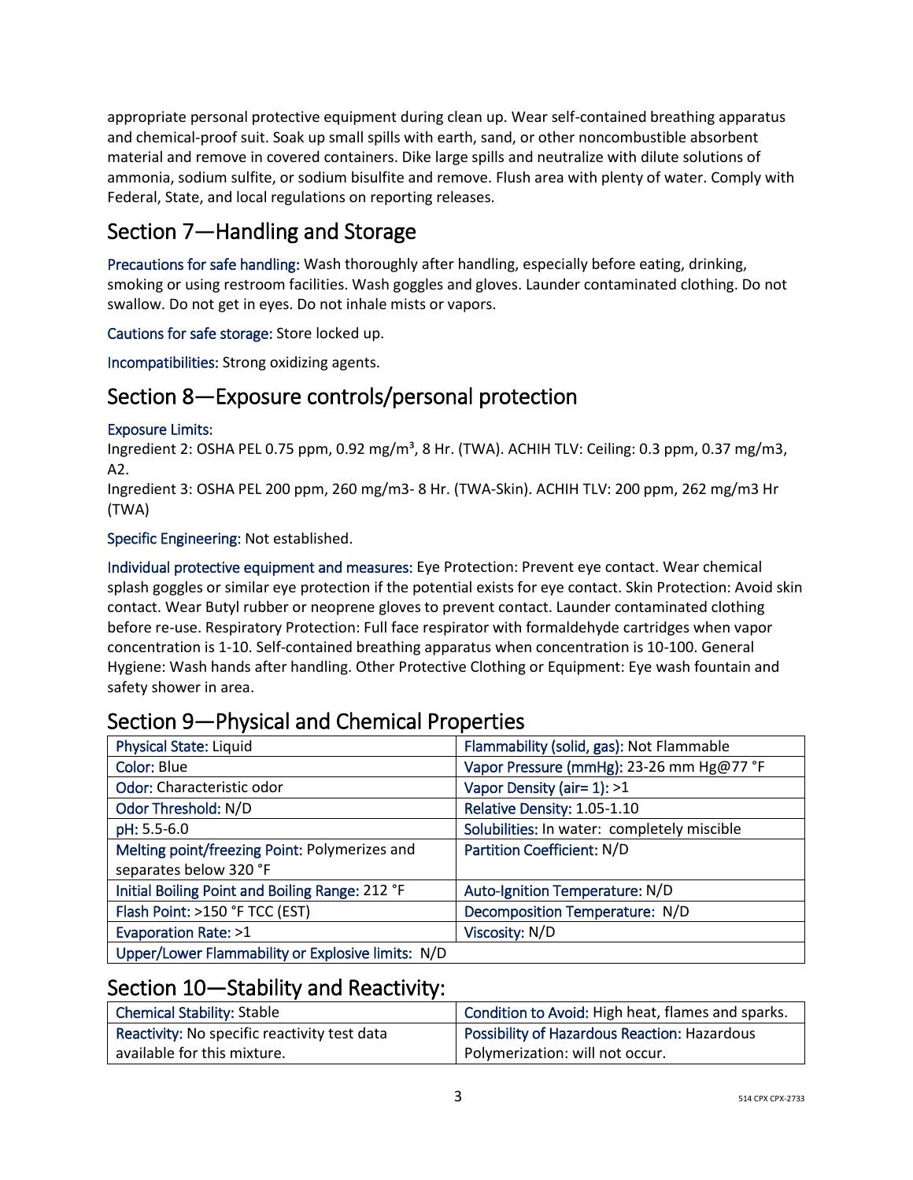appropriate personal protective equipment during clean up. Wear self-contained breathing apparatus and chemical-proof suit. Soak up small spills with earth, sand, or other noncombustible absorbent material and remove in covered containers. Dike large spills and neutralize with dilute solutions of ammonia, sodium sulfite, or sodium bisulfite and remove. Flush area with plenty of water. Comply with Federal, State, and local regulations on reporting releases.

## Section 7—Handling and Storage

Precautions for safe handling: Wash thoroughly after handling, especially before eating, drinking, smoking or using restroom facilities. Wash goggles and gloves. Launder contaminated clothing. Do not swallow. Do not get in eyes. Do not inhale mists or vapors.

Cautions for safe storage: Store locked up.

Incompatibilities: Strong oxidizing agents.

## Section 8—Exposure controls/personal protection

Exposure Limits:
Ingredient 2: OSHA PEL 0.75 ppm, 0.92 mg/m³, 8 Hr. (TWA). ACHIH TLV: Ceiling: 0.3 ppm, 0.37 mg/m3, A2.
Ingredient 3: OSHA PEL 200 ppm, 260 mg/m3- 8 Hr. (TWA-Skin). ACHIH TLV: 200 ppm, 262 mg/m3 Hr (TWA)

Specific Engineering: Not established.

Individual protective equipment and measures: Eye Protection: Prevent eye contact. Wear chemical splash goggles or similar eye protection if the potential exists for eye contact. Skin Protection: Avoid skin contact. Wear Butyl rubber or neoprene gloves to prevent contact. Launder contaminated clothing before re-use. Respiratory Protection: Full face respirator with formaldehyde cartridges when vapor concentration is 1-10. Self-contained breathing apparatus when concentration is 10-100. General Hygiene: Wash hands after handling. Other Protective Clothing or Equipment: Eye wash fountain and safety shower in area.

## Section 9—Physical and Chemical Properties

| | |
|---|---|
| Physical State: Liquid | Flammability (solid, gas): Not Flammable |
| Color: Blue | Vapor Pressure (mmHg): 23-26 mm Hg@77 °F |
| Odor: Characteristic odor | Vapor Density (air= 1): >1 |
| Odor Threshold: N/D | Relative Density: 1.05-1.10 |
| pH: 5.5-6.0 | Solubilities: In water: completely miscible |
| Melting point/freezing Point: Polymerizes and separates below 320 °F | Partition Coefficient: N/D |
| Initial Boiling Point and Boiling Range: 212 °F | Auto-Ignition Temperature: N/D |
| Flash Point: >150 °F TCC (EST) | Decomposition Temperature: N/D |
| Evaporation Rate: >1 | Viscosity: N/D |
| Upper/Lower Flammability or Explosive limits: N/D | |

## Section 10—Stability and Reactivity:

| | |
|---|---|
| Chemical Stability: Stable | Condition to Avoid: High heat, flames and sparks. |
| Reactivity: No specific reactivity test data available for this mixture. | Possibility of Hazardous Reaction: Hazardous Polymerization: will not occur. |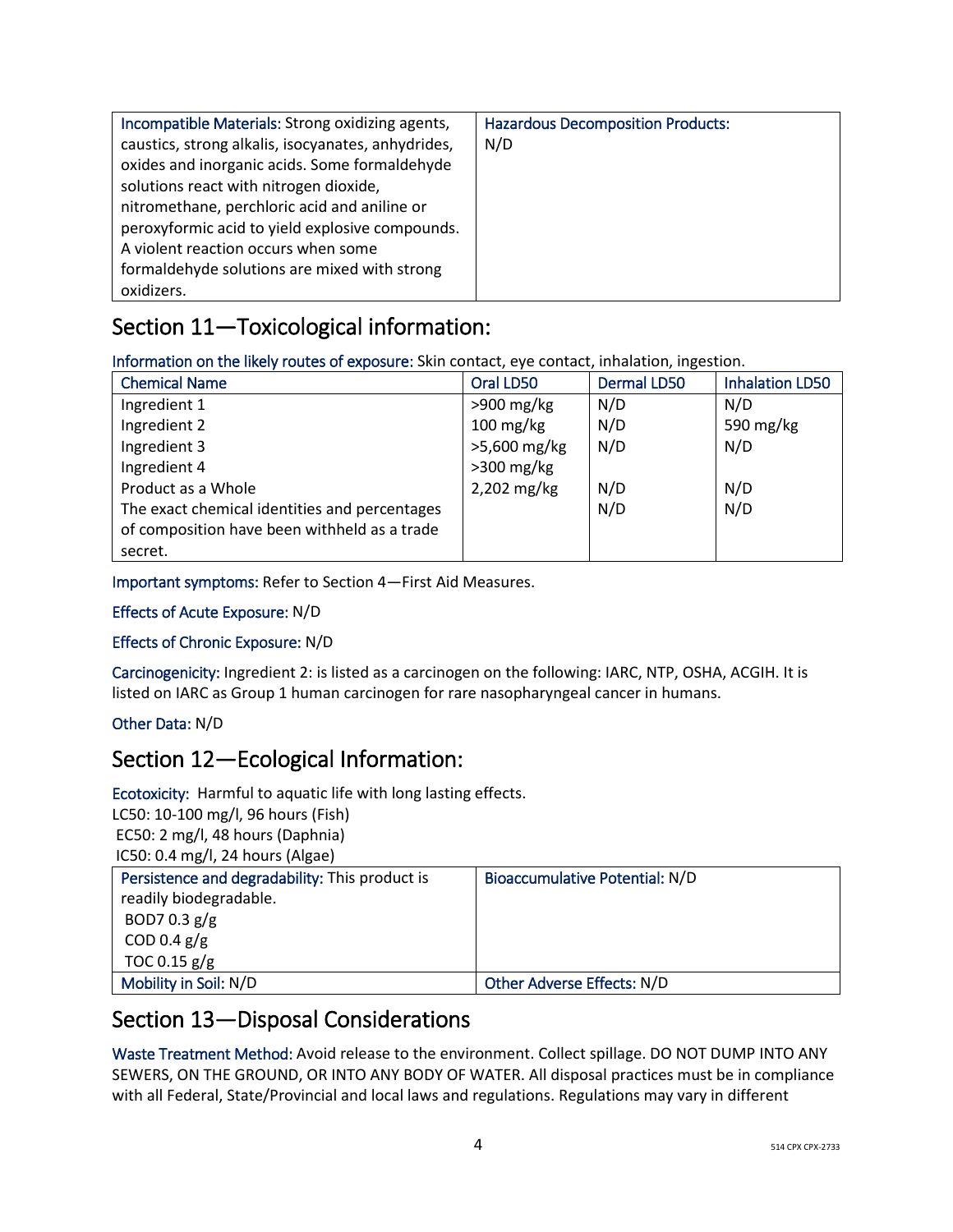| Incompatible Materials: Strong oxidizing agents, caustics, strong alkalis, isocyanates, anhydrides, oxides and inorganic acids. Some formaldehyde solutions react with nitrogen dioxide, nitromethane, perchloric acid and aniline or peroxyformic acid to yield explosive compounds. A violent reaction occurs when some formaldehyde solutions are mixed with strong oxidizers. | Hazardous Decomposition Products: N/D |
|---|---|

## Section 11—Toxicological information:

Information on the likely routes of exposure: Skin contact, eye contact, inhalation, ingestion.

| Chemical Name | Oral LD50 | Dermal LD50 | Inhalation LD50 |
|---|---|---|---|
| Ingredient 1 | >900 mg/kg | N/D | N/D |
| Ingredient 2 | 100 mg/kg | N/D | 590 mg/kg |
| Ingredient 3 | >5,600 mg/kg | N/D | N/D |
| Ingredient 4 | >300 mg/kg | | |
| Product as a Whole | 2,202 mg/kg | N/D | N/D |
| The exact chemical identities and percentages of composition have been withheld as a trade secret. | | N/D | N/D |

Important symptoms: Refer to Section 4—First Aid Measures.

Effects of Acute Exposure: N/D

Effects of Chronic Exposure: N/D

Carcinogenicity: Ingredient 2: is listed as a carcinogen on the following: IARC, NTP, OSHA, ACGIH. It is listed on IARC as Group 1 human carcinogen for rare nasopharyngeal cancer in humans.

Other Data: N/D

## Section 12—Ecological Information:

Ecotoxicity: Harmful to aquatic life with long lasting effects.
LC50: 10-100 mg/l, 96 hours (Fish)
EC50: 2 mg/l, 48 hours (Daphnia)
IC50: 0.4 mg/l, 24 hours (Algae)

| Persistence and degradability: This product is readily biodegradable.<br>BOD7 0.3 g/g<br>COD 0.4 g/g<br>TOC 0.15 g/g | Bioaccumulative Potential: N/D |
|---|---|
| Mobility in Soil: N/D | Other Adverse Effects: N/D |

## Section 13—Disposal Considerations

Waste Treatment Method: Avoid release to the environment. Collect spillage. DO NOT DUMP INTO ANY SEWERS, ON THE GROUND, OR INTO ANY BODY OF WATER. All disposal practices must be in compliance with all Federal, State/Provincial and local laws and regulations. Regulations may vary in different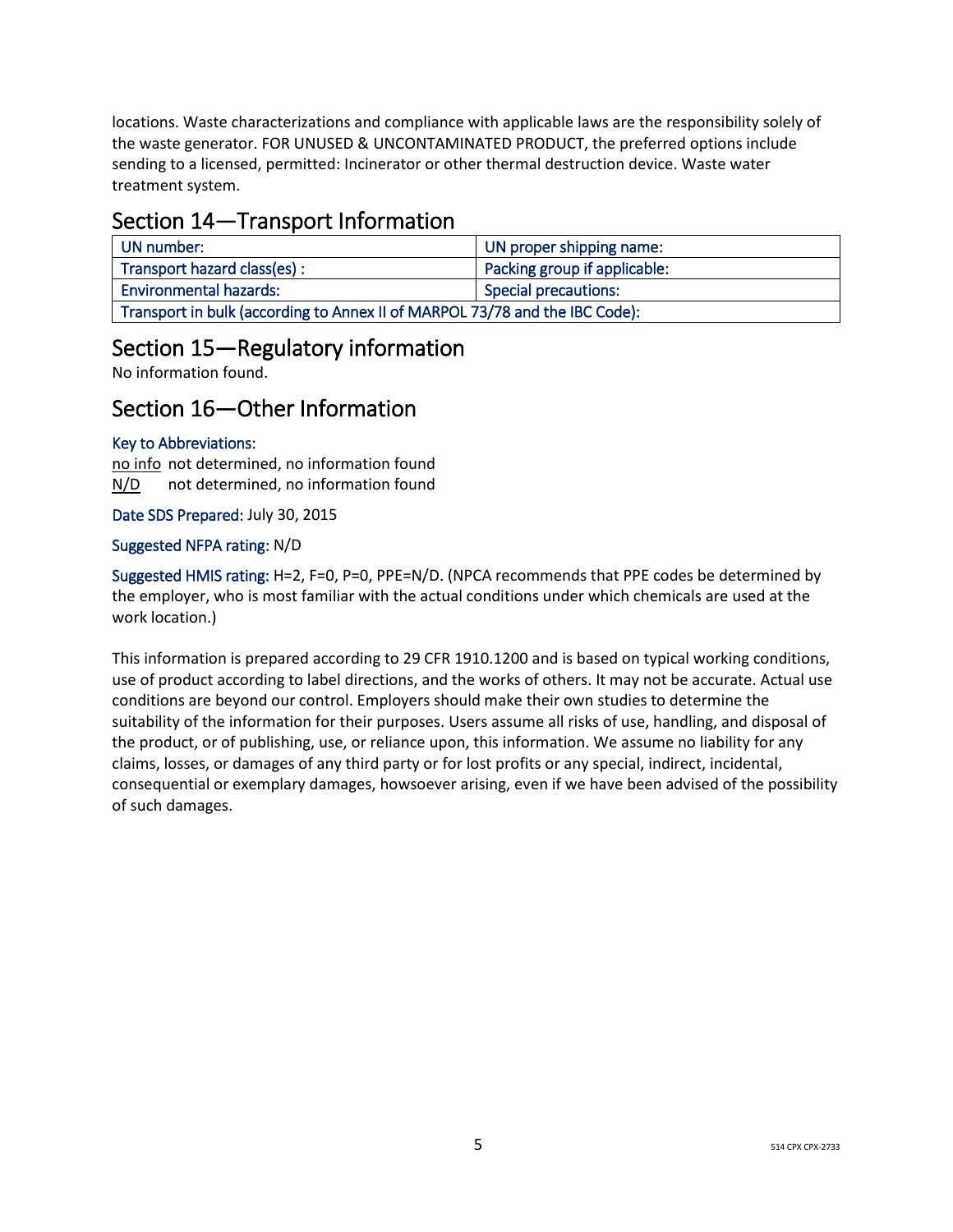locations. Waste characterizations and compliance with applicable laws are the responsibility solely of the waste generator. FOR UNUSED & UNCONTAMINATED PRODUCT, the preferred options include sending to a licensed, permitted: Incinerator or other thermal destruction device. Waste water treatment system.

## Section 14—Transport Information

| | |
|---|---|
| UN number: | UN proper shipping name: |
| Transport hazard class(es) : | Packing group if applicable: |
| Environmental hazards: | Special precautions: |
| Transport in bulk (according to Annex II of MARPOL 73/78 and the IBC Code): | |

## Section 15—Regulatory information

No information found.

## Section 16—Other Information

Key to Abbreviations:

no info not determined, no information found
N/D not determined, no information found

Date SDS Prepared: July 30, 2015

Suggested NFPA rating: N/D

Suggested HMIS rating: H=2, F=0, P=0, PPE=N/D. (NPCA recommends that PPE codes be determined by the employer, who is most familiar with the actual conditions under which chemicals are used at the work location.)

This information is prepared according to 29 CFR 1910.1200 and is based on typical working conditions, use of product according to label directions, and the works of others. It may not be accurate. Actual use conditions are beyond our control. Employers should make their own studies to determine the suitability of the information for their purposes. Users assume all risks of use, handling, and disposal of the product, or of publishing, use, or reliance upon, this information. We assume no liability for any claims, losses, or damages of any third party or for lost profits or any special, indirect, incidental, consequential or exemplary damages, howsoever arising, even if we have been advised of the possibility of such damages.